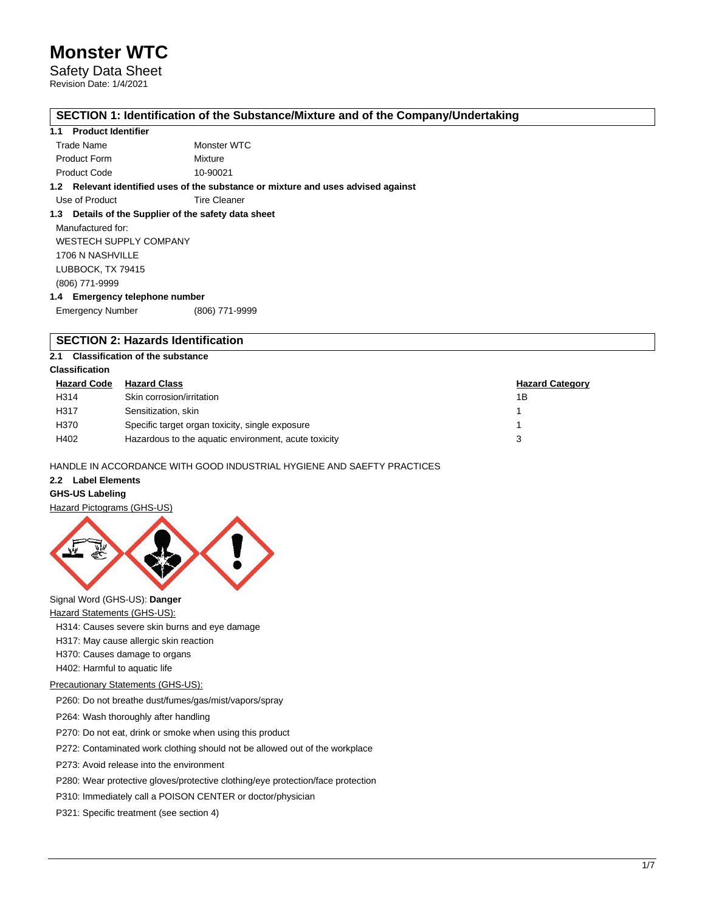# Monster WTC

Safety Data Sheet

Revision Date: 1/4/2021

## SECTION 1: Identification of the Substance/Mixture and of the Company/Undertaking

### 1.1 Product Identifier

| | |
|---|---|
| Trade Name | Monster WTC |
| Product Form | Mixture |
| Product Code | 10-90021 |

### 1.2 Relevant identified uses of the substance or mixture and uses advised against

Use of Product Tire Cleaner

### 1.3 Details of the Supplier of the safety data sheet

Manufactured for:

WESTECH SUPPLY COMPANY

1706 N NASHVILLE

LUBBOCK, TX 79415

(806) 771-9999

### 1.4 Emergency telephone number

Emergency Number (806) 771-9999

## SECTION 2: Hazards Identification

### 2.1 Classification of the substance

**Classification**

| Hazard Code | Hazard Class | Hazard Category |
|---|---|---|
| H314 | Skin corrosion/irritation | 1B |
| H317 | Sensitization, skin | 1 |
| H370 | Specific target organ toxicity, single exposure | 1 |
| H402 | Hazardous to the aquatic environment, acute toxicity | 3 |

HANDLE IN ACCORDANCE WITH GOOD INDUSTRIAL HYGIENE AND SAEFTY PRACTICES

### 2.2 Label Elements

**GHS-US Labeling**

Hazard Pictograms (GHS-US)

Signal Word (GHS-US): **Danger**

Hazard Statements (GHS-US):

- H314: Causes severe skin burns and eye damage
- H317: May cause allergic skin reaction
- H370: Causes damage to organs
- H402: Harmful to aquatic life

Precautionary Statements (GHS-US):

- P260: Do not breathe dust/fumes/gas/mist/vapors/spray
- P264: Wash thoroughly after handling
- P270: Do not eat, drink or smoke when using this product
- P272: Contaminated work clothing should not be allowed out of the workplace
- P273: Avoid release into the environment
- P280: Wear protective gloves/protective clothing/eye protection/face protection
- P310: Immediately call a POISON CENTER or doctor/physician
- P321: Specific treatment (see section 4)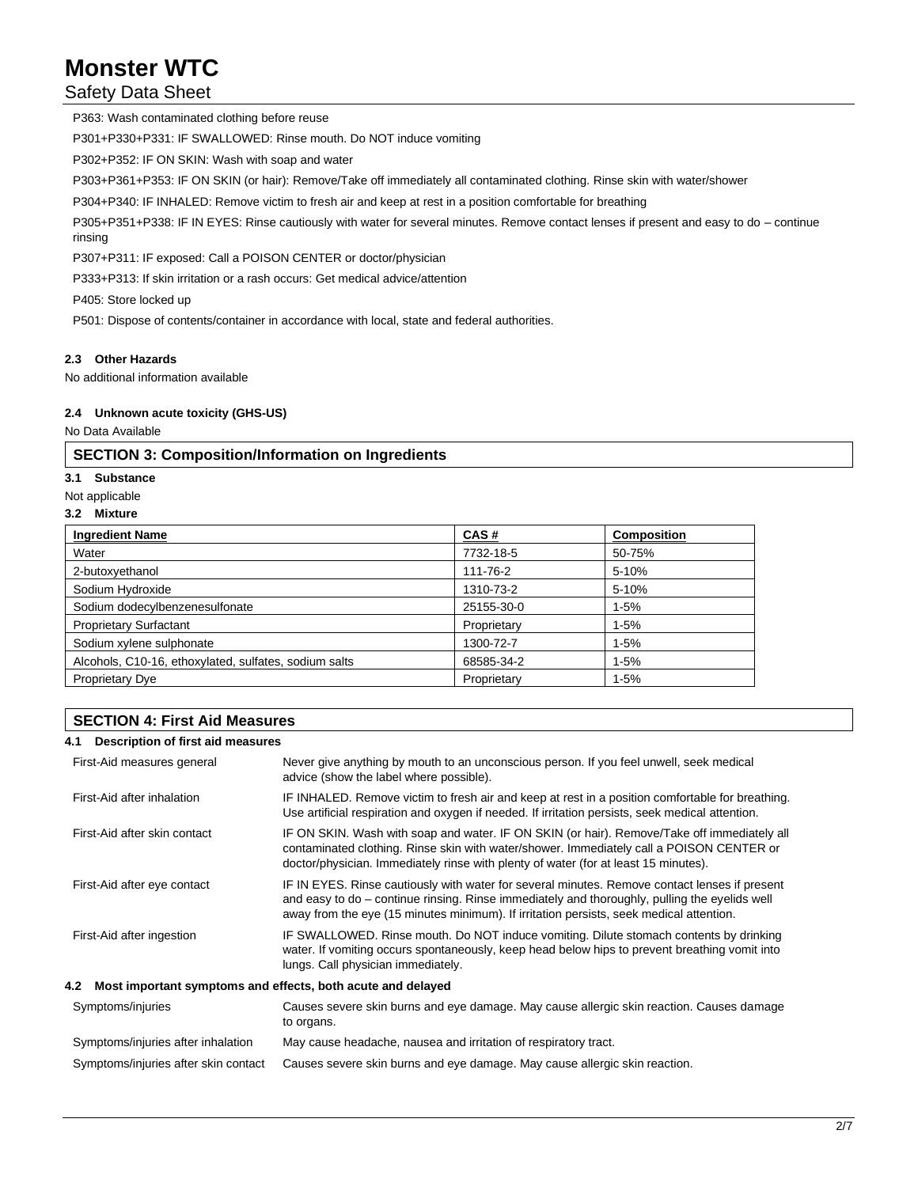P363: Wash contaminated clothing before reuse

P301+P330+P331: IF SWALLOWED: Rinse mouth. Do NOT induce vomiting

P302+P352: IF ON SKIN: Wash with soap and water

P303+P361+P353: IF ON SKIN (or hair): Remove/Take off immediately all contaminated clothing. Rinse skin with water/shower

P304+P340: IF INHALED: Remove victim to fresh air and keep at rest in a position comfortable for breathing

P305+P351+P338: IF IN EYES: Rinse cautiously with water for several minutes. Remove contact lenses if present and easy to do – continue rinsing

P307+P311: IF exposed: Call a POISON CENTER or doctor/physician

P333+P313: If skin irritation or a rash occurs: Get medical advice/attention

P405: Store locked up

P501: Dispose of contents/container in accordance with local, state and federal authorities.

### 2.3 Other Hazards

No additional information available

### 2.4 Unknown acute toxicity (GHS-US)

No Data Available

## SECTION 3: Composition/Information on Ingredients

### 3.1 Substance

Not applicable

### 3.2 Mixture

| Ingredient Name | CAS # | Composition |
|---|---|---|
| Water | 7732-18-5 | 50-75% |
| 2-butoxyethanol | 111-76-2 | 5-10% |
| Sodium Hydroxide | 1310-73-2 | 5-10% |
| Sodium dodecylbenzenesulfonate | 25155-30-0 | 1-5% |
| Proprietary Surfactant | Proprietary | 1-5% |
| Sodium xylene sulphonate | 1300-72-7 | 1-5% |
| Alcohols, C10-16, ethoxylated, sulfates, sodium salts | 68585-34-2 | 1-5% |
| Proprietary Dye | Proprietary | 1-5% |

## SECTION 4: First Aid Measures

### 4.1 Description of first aid measures

| | |
|---|---|
| First-Aid measures general | Never give anything by mouth to an unconscious person. If you feel unwell, seek medical advice (show the label where possible). |
| First-Aid after inhalation | IF INHALED. Remove victim to fresh air and keep at rest in a position comfortable for breathing. Use artificial respiration and oxygen if needed. If irritation persists, seek medical attention. |
| First-Aid after skin contact | IF ON SKIN. Wash with soap and water. IF ON SKIN (or hair). Remove/Take off immediately all contaminated clothing. Rinse skin with water/shower. Immediately call a POISON CENTER or doctor/physician. Immediately rinse with plenty of water (for at least 15 minutes). |
| First-Aid after eye contact | IF IN EYES. Rinse cautiously with water for several minutes. Remove contact lenses if present and easy to do – continue rinsing. Rinse immediately and thoroughly, pulling the eyelids well away from the eye (15 minutes minimum). If irritation persists, seek medical attention. |
| First-Aid after ingestion | IF SWALLOWED. Rinse mouth. Do NOT induce vomiting. Dilute stomach contents by drinking water. If vomiting occurs spontaneously, keep head below hips to prevent breathing vomit into lungs. Call physician immediately. |

### 4.2 Most important symptoms and effects, both acute and delayed

| | |
|---|---|
| Symptoms/injuries | Causes severe skin burns and eye damage. May cause allergic skin reaction. Causes damage to organs. |
| Symptoms/injuries after inhalation | May cause headache, nausea and irritation of respiratory tract. |
| Symptoms/injuries after skin contact | Causes severe skin burns and eye damage. May cause allergic skin reaction. |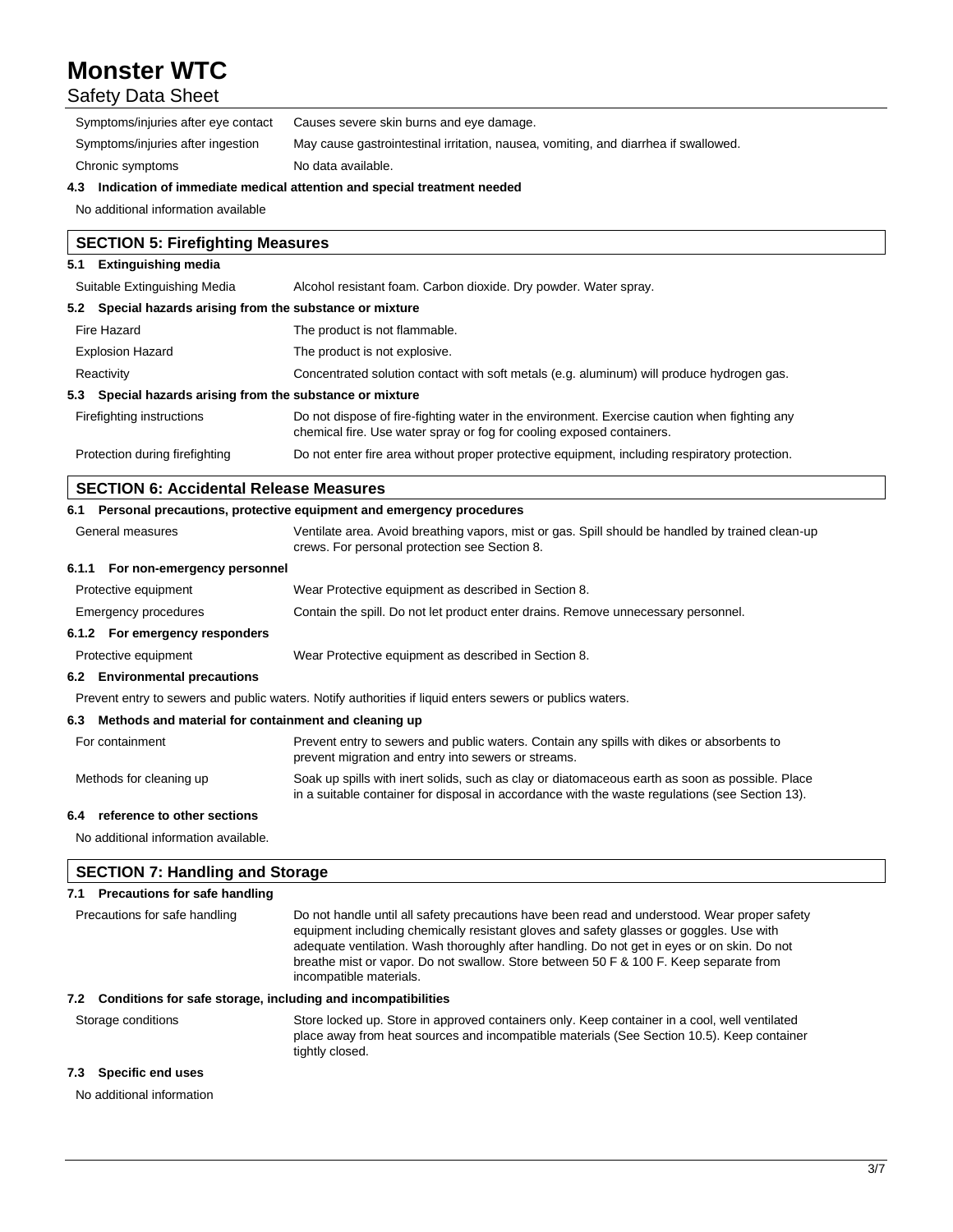| | |
|---|---|
| Symptoms/injuries after eye contact | Causes severe skin burns and eye damage. |
| Symptoms/injuries after ingestion | May cause gastrointestinal irritation, nausea, vomiting, and diarrhea if swallowed. |
| Chronic symptoms | No data available. |

**4.3 Indication of immediate medical attention and special treatment needed**

No additional information available

## SECTION 5: Firefighting Measures

**5.1 Extinguishing media**

| | |
|---|---|
| Suitable Extinguishing Media | Alcohol resistant foam. Carbon dioxide. Dry powder. Water spray. |

**5.2 Special hazards arising from the substance or mixture**

| | |
|---|---|
| Fire Hazard | The product is not flammable. |
| Explosion Hazard | The product is not explosive. |
| Reactivity | Concentrated solution contact with soft metals (e.g. aluminum) will produce hydrogen gas. |

**5.3 Special hazards arising from the substance or mixture**

| | |
|---|---|
| Firefighting instructions | Do not dispose of fire-fighting water in the environment. Exercise caution when fighting any chemical fire. Use water spray or fog for cooling exposed containers. |
| Protection during firefighting | Do not enter fire area without proper protective equipment, including respiratory protection. |

## SECTION 6: Accidental Release Measures

**6.1 Personal precautions, protective equipment and emergency procedures**

| | |
|---|---|
| General measures | Ventilate area. Avoid breathing vapors, mist or gas. Spill should be handled by trained clean-up crews. For personal protection see Section 8. |

**6.1.1 For non-emergency personnel**

| | |
|---|---|
| Protective equipment | Wear Protective equipment as described in Section 8. |
| Emergency procedures | Contain the spill. Do not let product enter drains. Remove unnecessary personnel. |

**6.1.2 For emergency responders**

| | |
|---|---|
| Protective equipment | Wear Protective equipment as described in Section 8. |

**6.2 Environmental precautions**

Prevent entry to sewers and public waters. Notify authorities if liquid enters sewers or publics waters.

**6.3 Methods and material for containment and cleaning up**

| | |
|---|---|
| For containment | Prevent entry to sewers and public waters. Contain any spills with dikes or absorbents to prevent migration and entry into sewers or streams. |
| Methods for cleaning up | Soak up spills with inert solids, such as clay or diatomaceous earth as soon as possible. Place in a suitable container for disposal in accordance with the waste regulations (see Section 13). |

**6.4 reference to other sections**

No additional information available.

## SECTION 7: Handling and Storage

**7.1 Precautions for safe handling**

| | |
|---|---|
| Precautions for safe handling | Do not handle until all safety precautions have been read and understood. Wear proper safety equipment including chemically resistant gloves and safety glasses or goggles. Use with adequate ventilation. Wash thoroughly after handling. Do not get in eyes or on skin. Do not breathe mist or vapor. Do not swallow. Store between 50 F & 100 F. Keep separate from incompatible materials. |

**7.2 Conditions for safe storage, including and incompatibilities**

| | |
|---|---|
| Storage conditions | Store locked up. Store in approved containers only. Keep container in a cool, well ventilated place away from heat sources and incompatible materials (See Section 10.5). Keep container tightly closed. |

**7.3 Specific end uses**

No additional information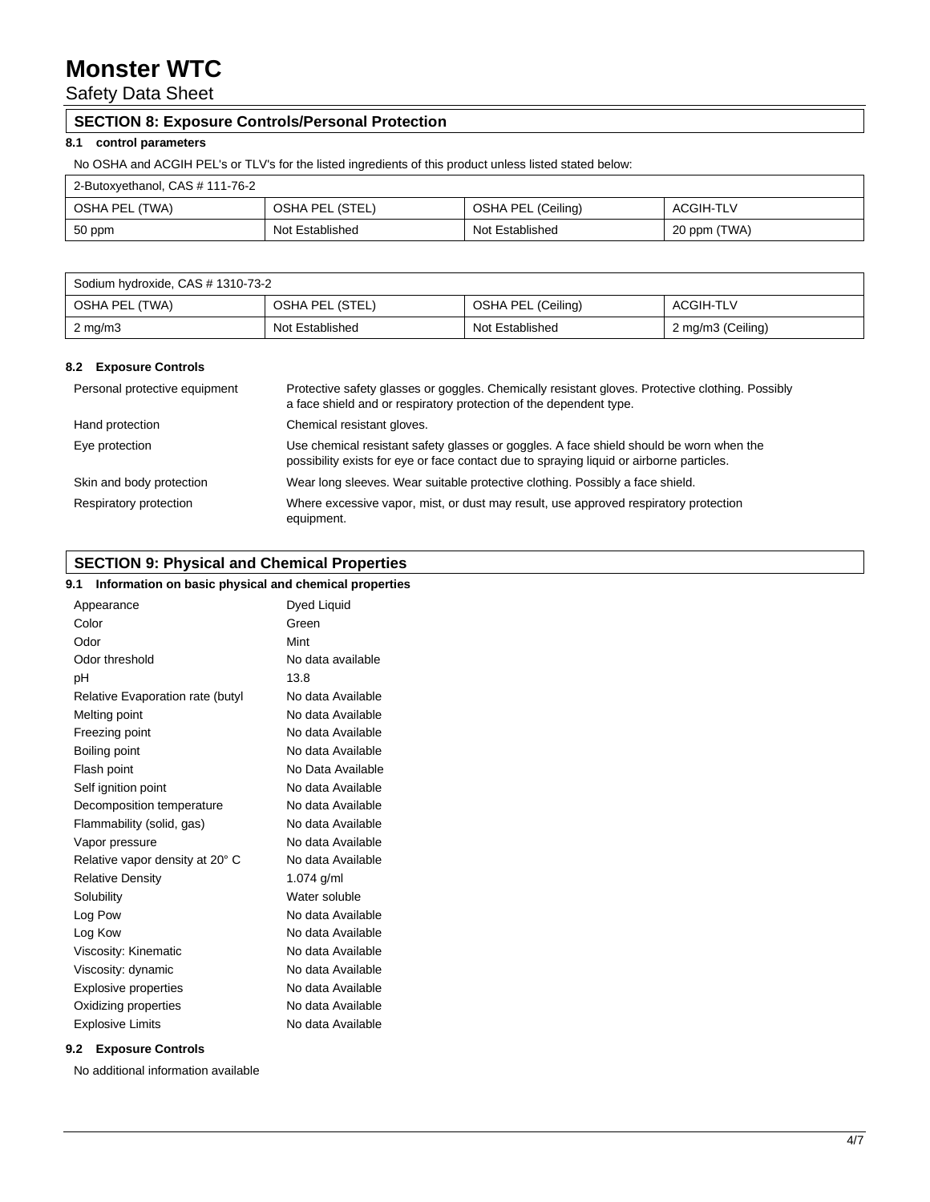# Monster WTC

Safety Data Sheet

## SECTION 8: Exposure Controls/Personal Protection

### 8.1 control parameters

No OSHA and ACGIH PEL's or TLV's for the listed ingredients of this product unless listed stated below:

| 2-Butoxyethanol, CAS # 111-76-2 | | | |
|---|---|---|---|
| OSHA PEL (TWA) | OSHA PEL (STEL) | OSHA PEL (Ceiling) | ACGIH-TLV |
| 50 ppm | Not Established | Not Established | 20 ppm (TWA) |

| Sodium hydroxide, CAS # 1310-73-2 | | | |
|---|---|---|---|
| OSHA PEL (TWA) | OSHA PEL (STEL) | OSHA PEL (Ceiling) | ACGIH-TLV |
| 2 mg/m3 | Not Established | Not Established | 2 mg/m3 (Ceiling) |

### 8.2 Exposure Controls

| | |
|---|---|
| Personal protective equipment | Protective safety glasses or goggles. Chemically resistant gloves. Protective clothing. Possibly a face shield and or respiratory protection of the dependent type. |
| Hand protection | Chemical resistant gloves. |
| Eye protection | Use chemical resistant safety glasses or goggles. A face shield should be worn when the possibility exists for eye or face contact due to spraying liquid or airborne particles. |
| Skin and body protection | Wear long sleeves. Wear suitable protective clothing. Possibly a face shield. |
| Respiratory protection | Where excessive vapor, mist, or dust may result, use approved respiratory protection equipment. |

## SECTION 9: Physical and Chemical Properties

### 9.1 Information on basic physical and chemical properties

| | |
|---|---|
| Appearance | Dyed Liquid |
| Color | Green |
| Odor | Mint |
| Odor threshold | No data available |
| pH | 13.8 |
| Relative Evaporation rate (butyl | No data Available |
| Melting point | No data Available |
| Freezing point | No data Available |
| Boiling point | No data Available |
| Flash point | No Data Available |
| Self ignition point | No data Available |
| Decomposition temperature | No data Available |
| Flammability (solid, gas) | No data Available |
| Vapor pressure | No data Available |
| Relative vapor density at 20° C | No data Available |
| Relative Density | 1.074 g/ml |
| Solubility | Water soluble |
| Log Pow | No data Available |
| Log Kow | No data Available |
| Viscosity: Kinematic | No data Available |
| Viscosity: dynamic | No data Available |
| Explosive properties | No data Available |
| Oxidizing properties | No data Available |
| Explosive Limits | No data Available |

### 9.2 Exposure Controls

No additional information available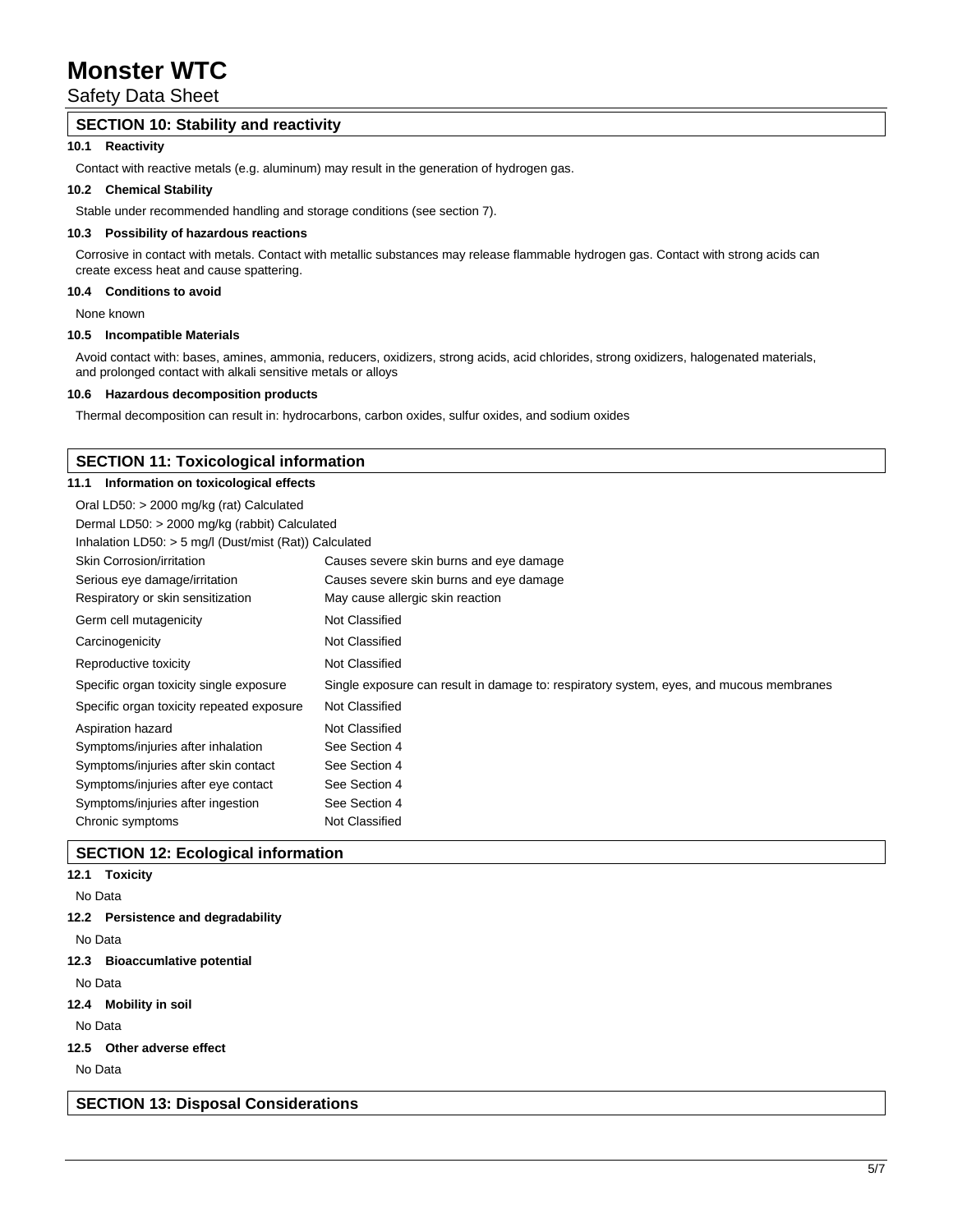## SECTION 10: Stability and reactivity

### 10.1 Reactivity

Contact with reactive metals (e.g. aluminum) may result in the generation of hydrogen gas.

### 10.2 Chemical Stability

Stable under recommended handling and storage conditions (see section 7).

### 10.3 Possibility of hazardous reactions

Corrosive in contact with metals. Contact with metallic substances may release flammable hydrogen gas. Contact with strong acids can create excess heat and cause spattering.

### 10.4 Conditions to avoid

None known

### 10.5 Incompatible Materials

Avoid contact with: bases, amines, ammonia, reducers, oxidizers, strong acids, acid chlorides, strong oxidizers, halogenated materials, and prolonged contact with alkali sensitive metals or alloys

### 10.6 Hazardous decomposition products

Thermal decomposition can result in: hydrocarbons, carbon oxides, sulfur oxides, and sodium oxides

## SECTION 11: Toxicological information

### 11.1 Information on toxicological effects

Oral LD50: > 2000 mg/kg (rat) Calculated

Dermal LD50: > 2000 mg/kg (rabbit) Calculated

Inhalation LD50: > 5 mg/l (Dust/mist (Rat)) Calculated

| | |
|---|---|
| Skin Corrosion/irritation | Causes severe skin burns and eye damage |
| Serious eye damage/irritation | Causes severe skin burns and eye damage |
| Respiratory or skin sensitization | May cause allergic skin reaction |
| Germ cell mutagenicity | Not Classified |
| Carcinogenicity | Not Classified |
| Reproductive toxicity | Not Classified |
| Specific organ toxicity single exposure | Single exposure can result in damage to: respiratory system, eyes, and mucous membranes |
| Specific organ toxicity repeated exposure | Not Classified |
| Aspiration hazard | Not Classified |
| Symptoms/injuries after inhalation | See Section 4 |
| Symptoms/injuries after skin contact | See Section 4 |
| Symptoms/injuries after eye contact | See Section 4 |
| Symptoms/injuries after ingestion | See Section 4 |
| Chronic symptoms | Not Classified |

## SECTION 12: Ecological information

### 12.1 Toxicity

No Data

### 12.2 Persistence and degradability

No Data

### 12.3 Bioaccumlative potential

No Data

### 12.4 Mobility in soil

No Data

### 12.5 Other adverse effect

No Data

## SECTION 13: Disposal Considerations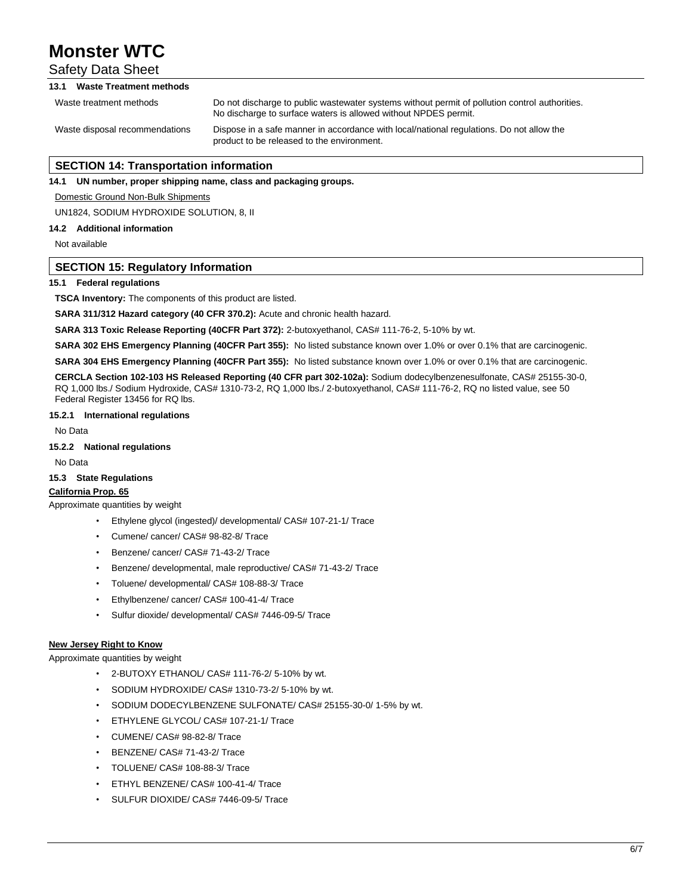### 13.1 Waste Treatment methods

| | |
|---|---|
| Waste treatment methods | Do not discharge to public wastewater systems without permit of pollution control authorities. No discharge to surface waters is allowed without NPDES permit. |
| Waste disposal recommendations | Dispose in a safe manner in accordance with local/national regulations. Do not allow the product to be released to the environment. |

## SECTION 14: Transportation information

### 14.1 UN number, proper shipping name, class and packaging groups.

Domestic Ground Non-Bulk Shipments

UN1824, SODIUM HYDROXIDE SOLUTION, 8, II

### 14.2 Additional information

Not available

## SECTION 15: Regulatory Information

### 15.1 Federal regulations

**TSCA Inventory:** The components of this product are listed.

**SARA 311/312 Hazard category (40 CFR 370.2):** Acute and chronic health hazard.

**SARA 313 Toxic Release Reporting (40CFR Part 372):** 2-butoxyethanol, CAS# 111-76-2, 5-10% by wt.

**SARA 302 EHS Emergency Planning (40CFR Part 355):** No listed substance known over 1.0% or over 0.1% that are carcinogenic.

**SARA 304 EHS Emergency Planning (40CFR Part 355):** No listed substance known over 1.0% or over 0.1% that are carcinogenic.

**CERCLA Section 102-103 HS Released Reporting (40 CFR part 302-102a):** Sodium dodecylbenzenesulfonate, CAS# 25155-30-0, RQ 1,000 lbs./ Sodium Hydroxide, CAS# 1310-73-2, RQ 1,000 lbs./ 2-butoxyethanol, CAS# 111-76-2, RQ no listed value, see 50 Federal Register 13456 for RQ lbs.

#### 15.2.1 International regulations

No Data

#### 15.2.2 National regulations

No Data

### 15.3 State Regulations

**California Prop. 65**

Approximate quantities by weight

- Ethylene glycol (ingested)/ developmental/ CAS# 107-21-1/ Trace
- Cumene/ cancer/ CAS# 98-82-8/ Trace
- Benzene/ cancer/ CAS# 71-43-2/ Trace
- Benzene/ developmental, male reproductive/ CAS# 71-43-2/ Trace
- Toluene/ developmental/ CAS# 108-88-3/ Trace
- Ethylbenzene/ cancer/ CAS# 100-41-4/ Trace
- Sulfur dioxide/ developmental/ CAS# 7446-09-5/ Trace

**New Jersey Right to Know**

Approximate quantities by weight

- 2-BUTOXY ETHANOL/ CAS# 111-76-2/ 5-10% by wt.
- SODIUM HYDROXIDE/ CAS# 1310-73-2/ 5-10% by wt.
- SODIUM DODECYLBENZENE SULFONATE/ CAS# 25155-30-0/ 1-5% by wt.
- ETHYLENE GLYCOL/ CAS# 107-21-1/ Trace
- CUMENE/ CAS# 98-82-8/ Trace
- BENZENE/ CAS# 71-43-2/ Trace
- TOLUENE/ CAS# 108-88-3/ Trace
- ETHYL BENZENE/ CAS# 100-41-4/ Trace
- SULFUR DIOXIDE/ CAS# 7446-09-5/ Trace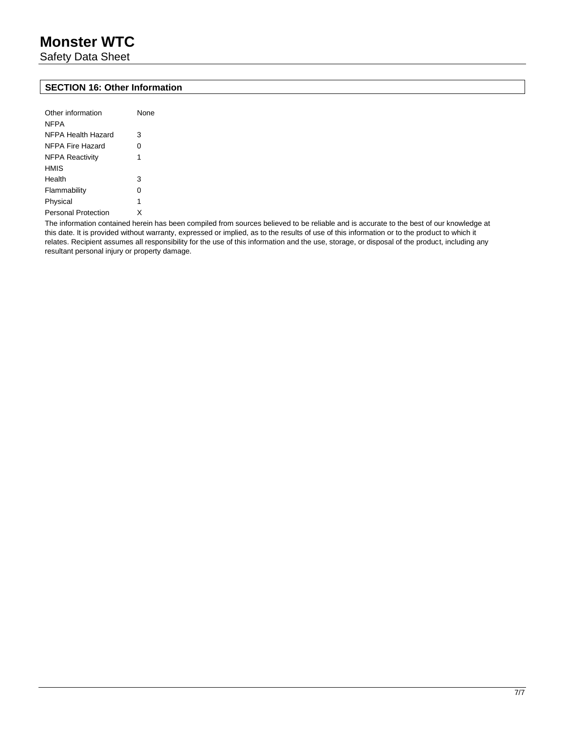## SECTION 16: Other Information

| | |
|---|---|
| Other information | None |
| NFPA | |
| NFPA Health Hazard | 3 |
| NFPA Fire Hazard | 0 |
| NFPA Reactivity | 1 |
| HMIS | |
| Health | 3 |
| Flammability | 0 |
| Physical | 1 |
| Personal Protection | X |

The information contained herein has been compiled from sources believed to be reliable and is accurate to the best of our knowledge at this date. It is provided without warranty, expressed or implied, as to the results of use of this information or to the product to which it relates. Recipient assumes all responsibility for the use of this information and the use, storage, or disposal of the product, including any resultant personal injury or property damage.